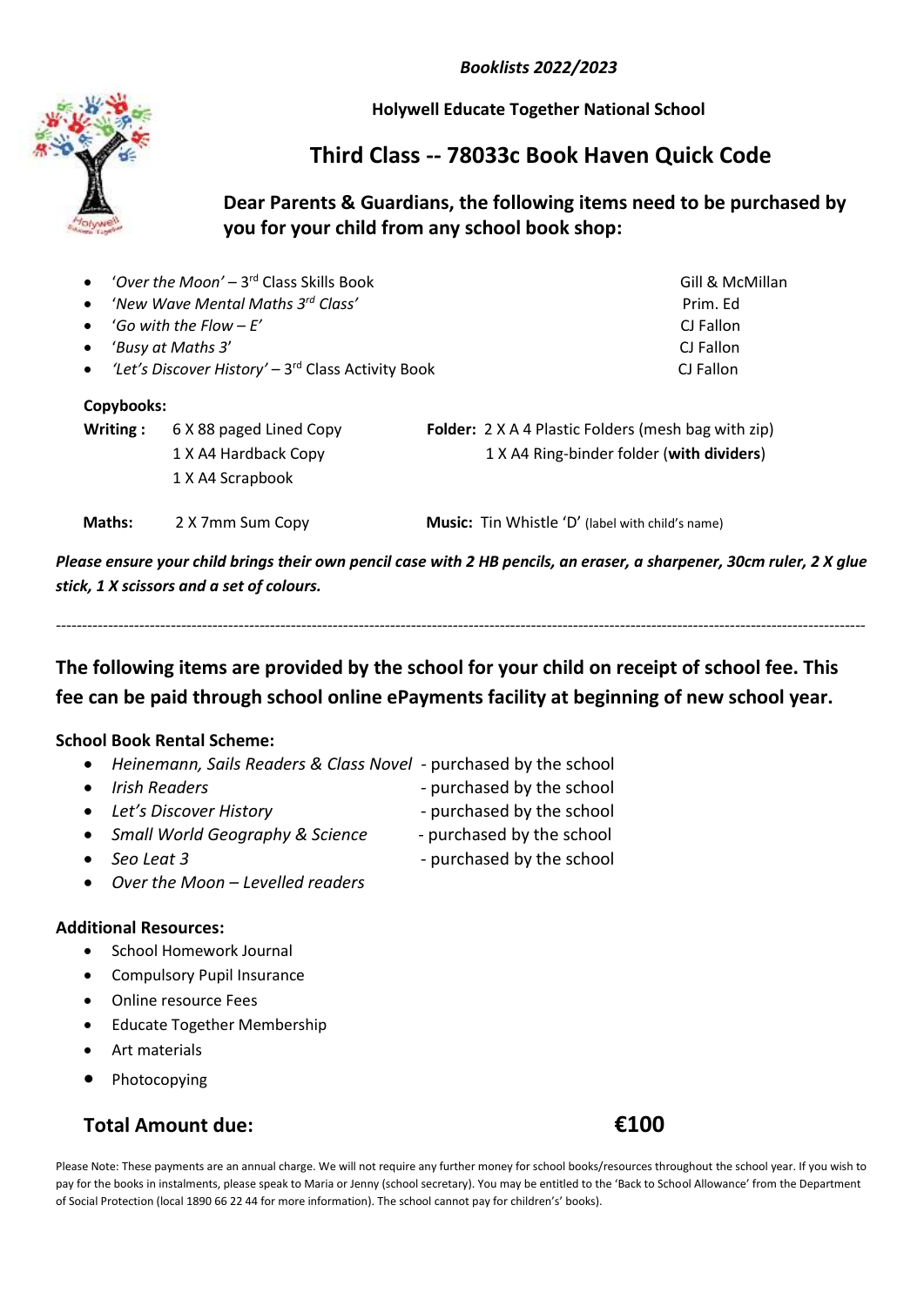***Booklists 2022/2023***

**Holywell Educate Together National School**

## Third Class -- 78033c Book Haven Quick Code

### Dear Parents & Guardians, the following items need to be purchased by you for your child from any school book shop:

| | |
|---|---|
| • '*Over the Moon'* – 3rd Class Skills Book | Gill & McMillan |
| • '*New Wave Mental Maths 3rd Class'* | Prim. Ed |
| • '*Go with the Flow – E'* | CJ Fallon |
| • '*Busy at Maths 3'* | CJ Fallon |
| • '*Let's Discover History'* – 3rd Class Activity Book | CJ Fallon |

**Copybooks:**

**Writing :** 6 X 88 paged Lined Copy
1 X A4 Hardback Copy
1 X A4 Scrapbook

**Folder:** 2 X A 4 Plastic Folders (mesh bag with zip)
1 X A4 Ring-binder folder (**with dividers**)

**Maths:** 2 X 7mm Sum Copy

**Music:** Tin Whistle 'D' (label with child's name)

***Please ensure your child brings their own pencil case with 2 HB pencils, an eraser, a sharpener, 30cm ruler, 2 X glue stick, 1 X scissors and a set of colours.***

---

### The following items are provided by the school for your child on receipt of school fee. This fee can be paid through school online ePayments facility at beginning of new school year.

**School Book Rental Scheme:**

- *Heinemann, Sails Readers & Class Novel* - purchased by the school
- *Irish Readers* - purchased by the school
- *Let's Discover History* - purchased by the school
- *Small World Geography & Science* - purchased by the school
- *Seo Leat 3* - purchased by the school
- *Over the Moon – Levelled readers*

**Additional Resources:**

- School Homework Journal
- Compulsory Pupil Insurance
- Online resource Fees
- Educate Together Membership
- Art materials
- Photocopying

### Total Amount due: €100

Please Note: These payments are an annual charge. We will not require any further money for school books/resources throughout the school year. If you wish to pay for the books in instalments, please speak to Maria or Jenny (school secretary). You may be entitled to the 'Back to School Allowance' from the Department of Social Protection (local 1890 66 22 44 for more information). The school cannot pay for children's' books).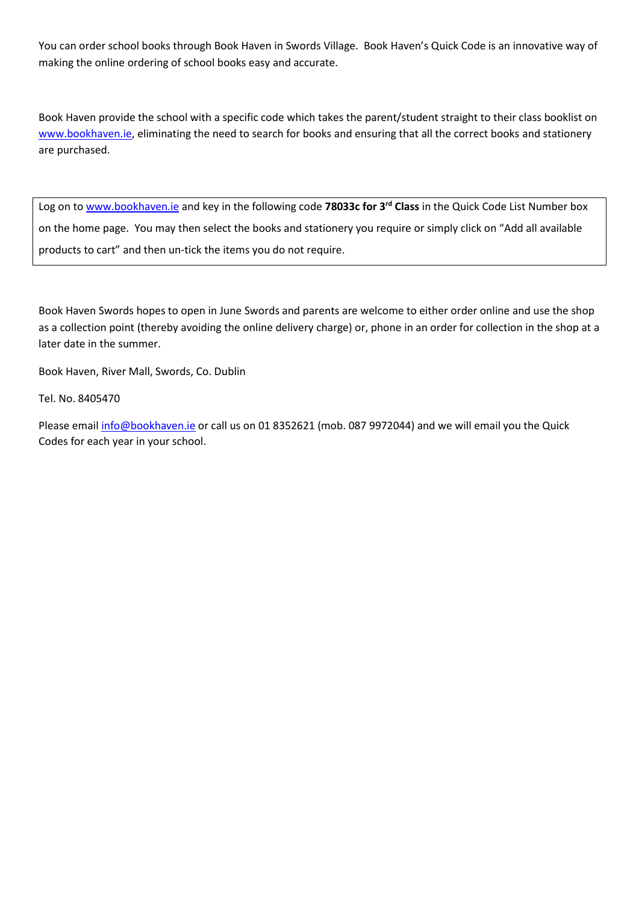You can order school books through Book Haven in Swords Village. Book Haven's Quick Code is an innovative way of making the online ordering of school books easy and accurate.

Book Haven provide the school with a specific code which takes the parent/student straight to their class booklist on www.bookhaven.ie, eliminating the need to search for books and ensuring that all the correct books and stationery are purchased.

Log on to www.bookhaven.ie and key in the following code **78033c for 3rd Class** in the Quick Code List Number box on the home page. You may then select the books and stationery you require or simply click on "Add all available products to cart" and then un-tick the items you do not require.

Book Haven Swords hopes to open in June Swords and parents are welcome to either order online and use the shop as a collection point (thereby avoiding the online delivery charge) or, phone in an order for collection in the shop at a later date in the summer.

Book Haven, River Mall, Swords, Co. Dublin

Tel. No. 8405470

Please email info@bookhaven.ie or call us on 01 8352621 (mob. 087 9972044) and we will email you the Quick Codes for each year in your school.